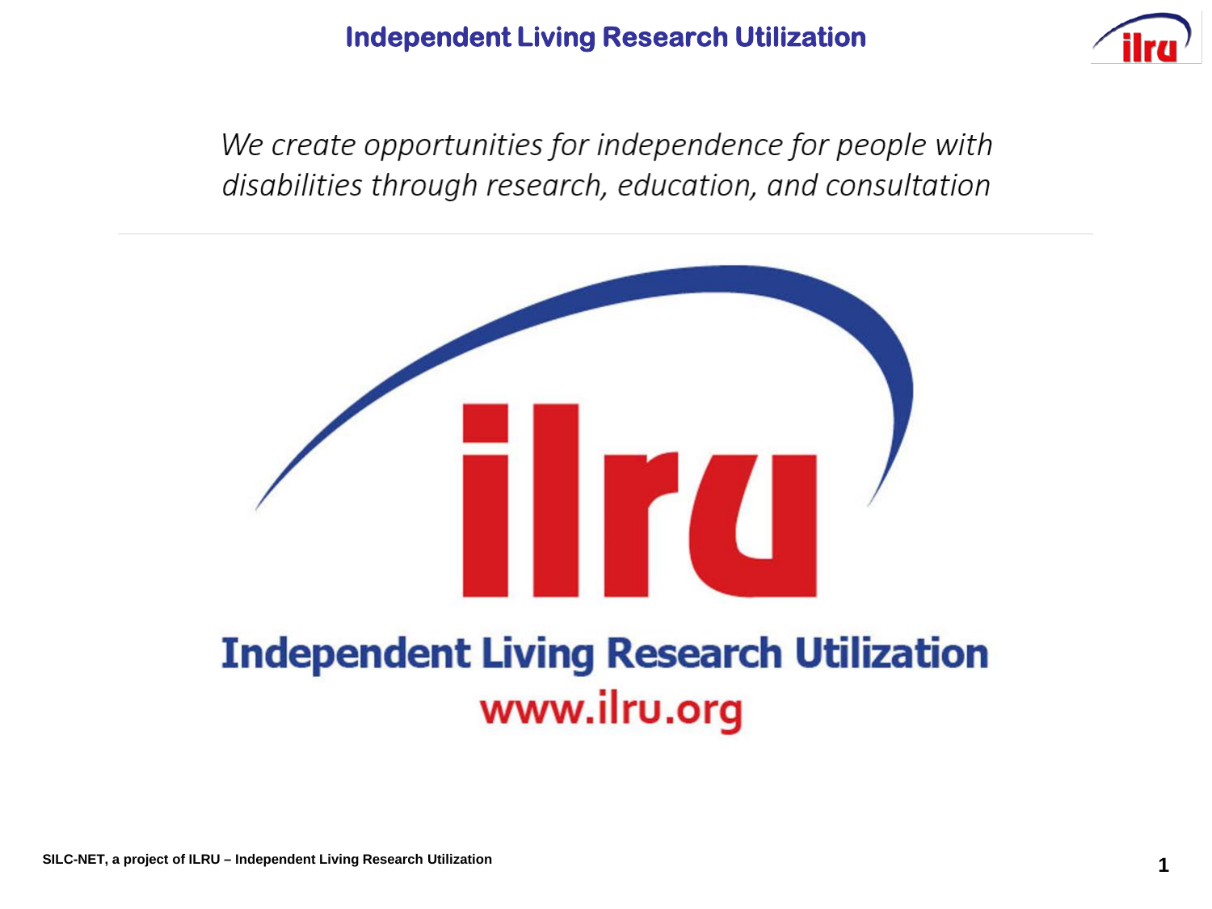# Independent Living Research Utilization

*We create opportunities for independence for people with disabilities through research, education, and consultation*

ilru

**Independent Living Research Utilization**

www.ilru.org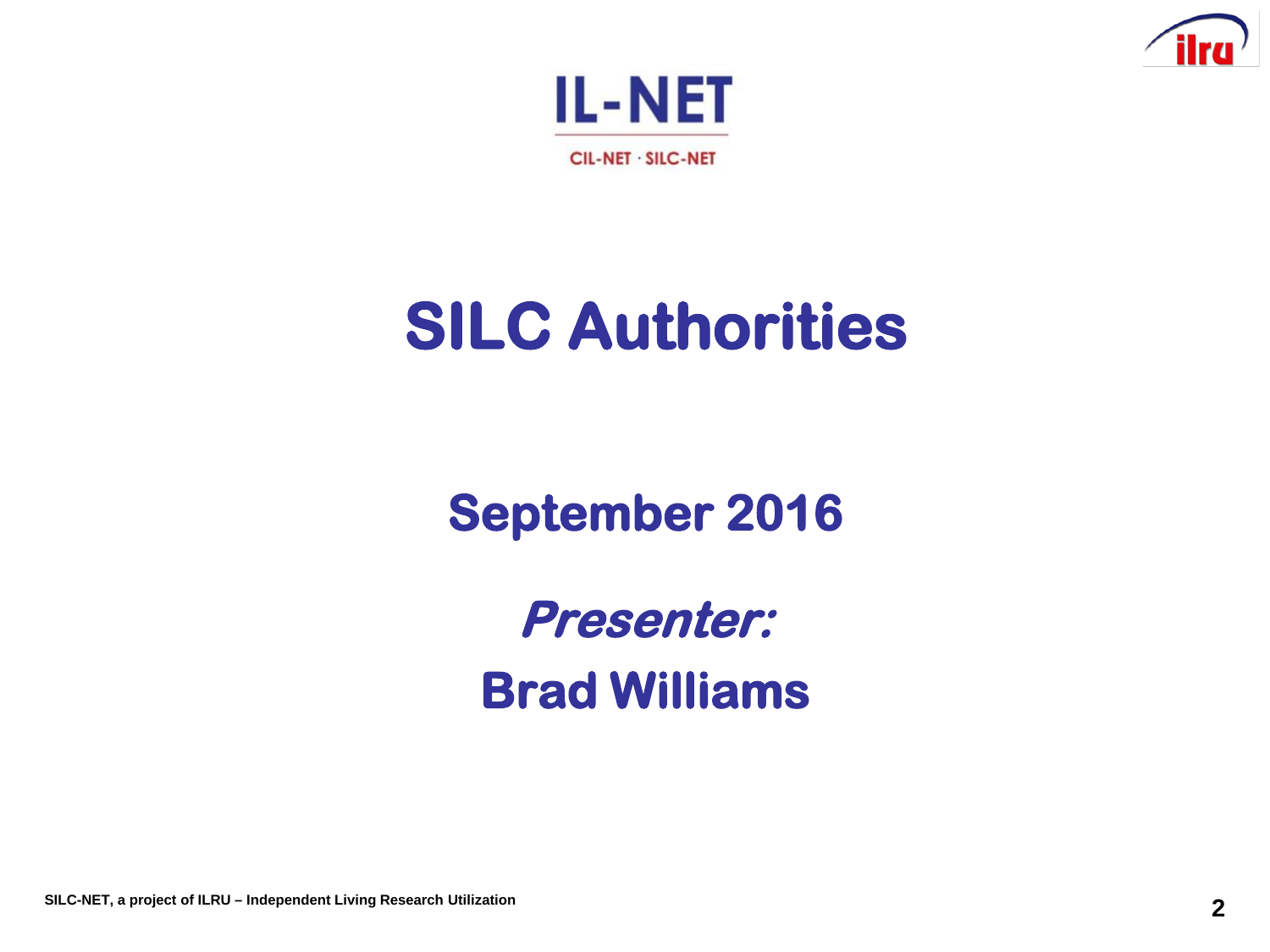IL-NET

CIL-NET · SILC-NET

# SILC Authorities

## September 2016

***Presenter:***

**Brad Williams**

SILC-NET, a project of ILRU – Independent Living Research Utilization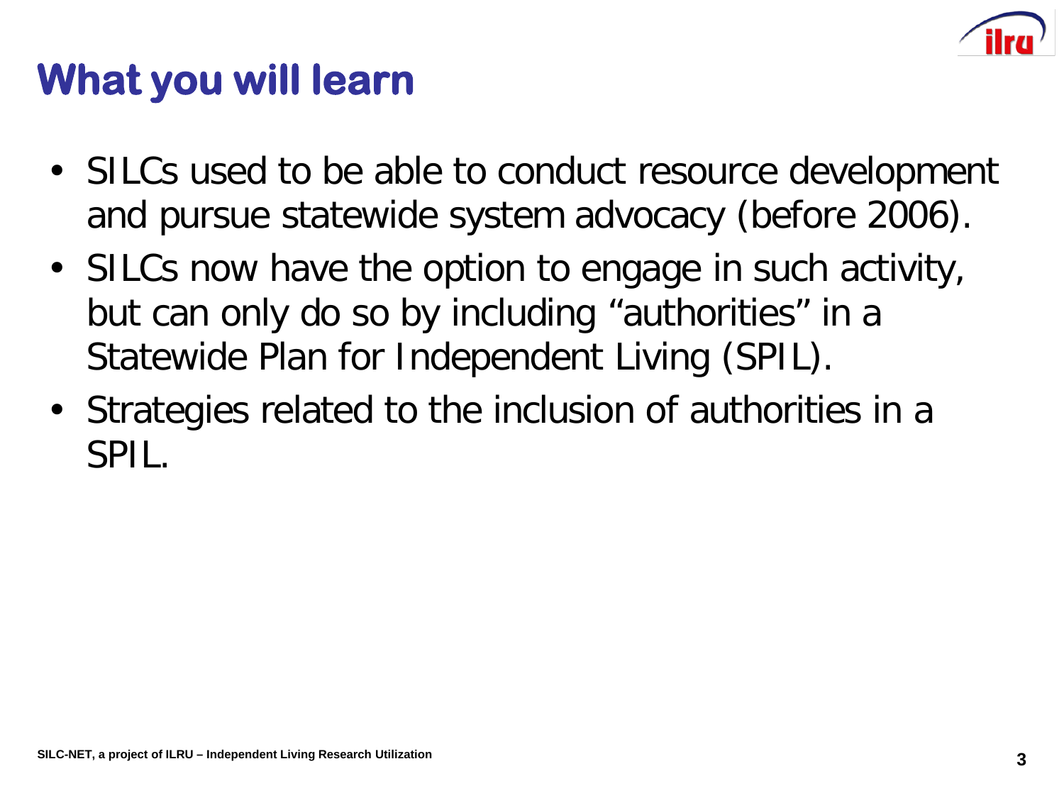# What you will learn

- SILCs used to be able to conduct resource development and pursue statewide system advocacy (before 2006).
- SILCs now have the option to engage in such activity, but can only do so by including "authorities" in a Statewide Plan for Independent Living (SPIL).
- Strategies related to the inclusion of authorities in a SPIL.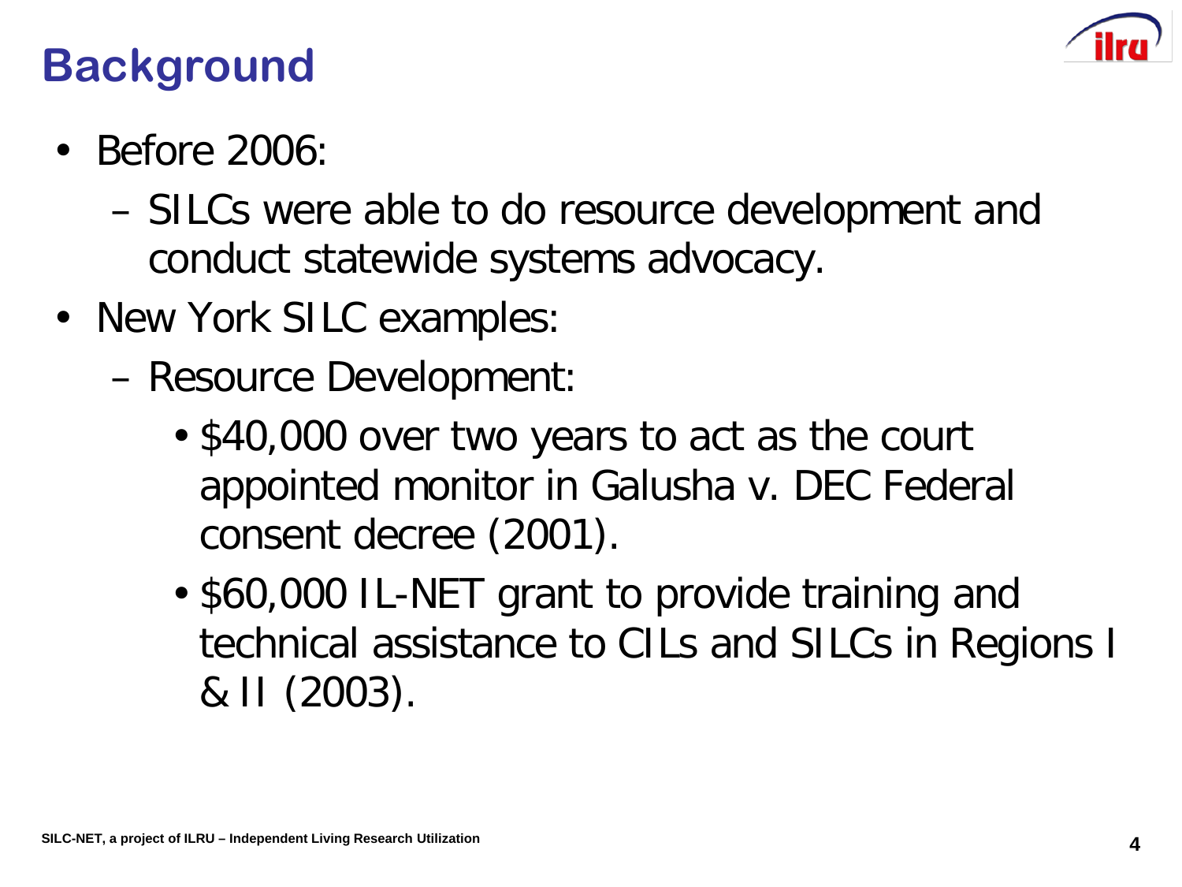# Background

- Before 2006:
  - SILCs were able to do resource development and conduct statewide systems advocacy.
- New York SILC examples:
  - Resource Development:
    - $40,000 over two years to act as the court appointed monitor in Galusha v. DEC Federal consent decree (2001).
    - $60,000 IL-NET grant to provide training and technical assistance to CILs and SILCs in Regions I & II (2003).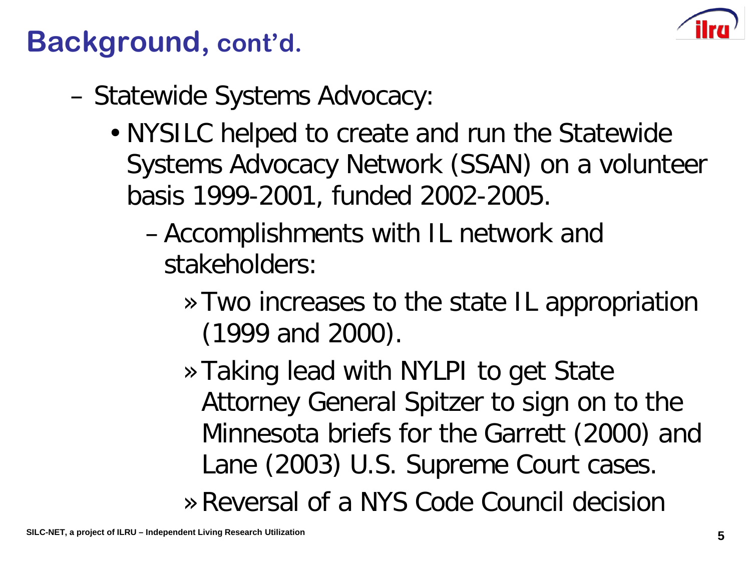# Background, cont'd.

- Statewide Systems Advocacy:
  - NYSILC helped to create and run the Statewide Systems Advocacy Network (SSAN) on a volunteer basis 1999-2001, funded 2002-2005.
    - Accomplishments with IL network and stakeholders:
      - Two increases to the state IL appropriation (1999 and 2000).
      - Taking lead with NYLPI to get State Attorney General Spitzer to sign on to the Minnesota briefs for the Garrett (2000) and Lane (2003) U.S. Supreme Court cases.
      - Reversal of a NYS Code Council decision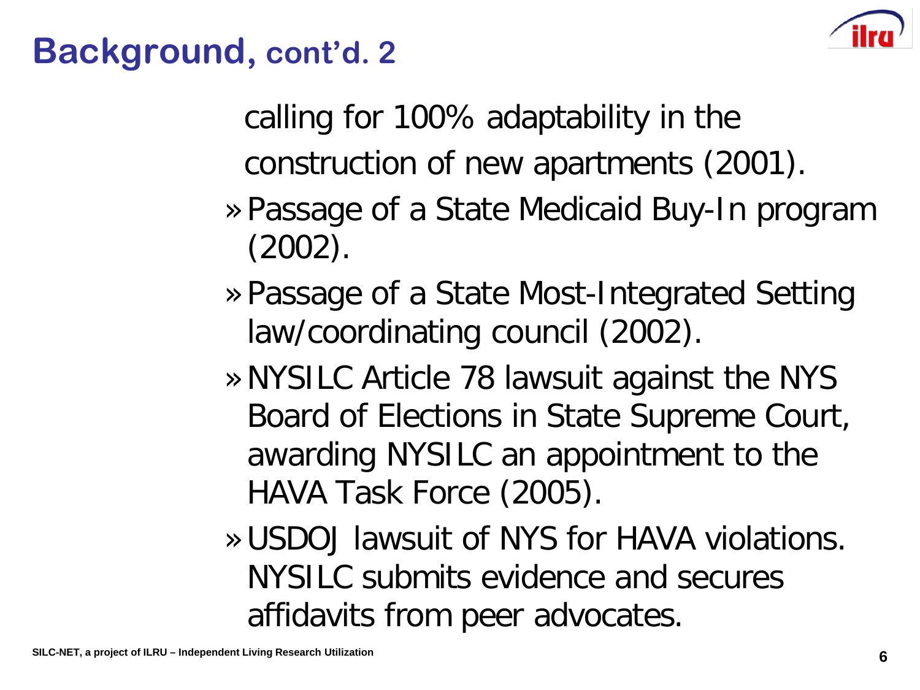# Background, cont'd. 2

calling for 100% adaptability in the construction of new apartments (2001).

- Passage of a State Medicaid Buy-In program (2002).
- Passage of a State Most-Integrated Setting law/coordinating council (2002).
- NYSILC Article 78 lawsuit against the NYS Board of Elections in State Supreme Court, awarding NYSILC an appointment to the HAVA Task Force (2005).
- USDOJ lawsuit of NYS for HAVA violations. NYSILC submits evidence and secures affidavits from peer advocates.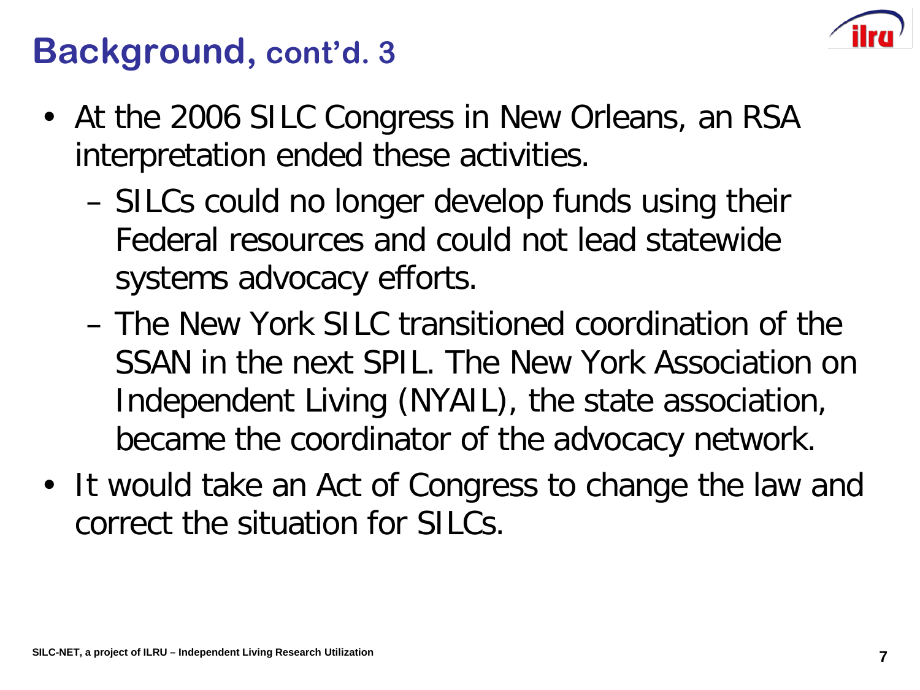# Background, cont'd. 3

- At the 2006 SILC Congress in New Orleans, an RSA interpretation ended these activities.
  - SILCs could no longer develop funds using their Federal resources and could not lead statewide systems advocacy efforts.
  - The New York SILC transitioned coordination of the SSAN in the next SPIL. The New York Association on Independent Living (NYAIL), the state association, became the coordinator of the advocacy network.
- It would take an Act of Congress to change the law and correct the situation for SILCs.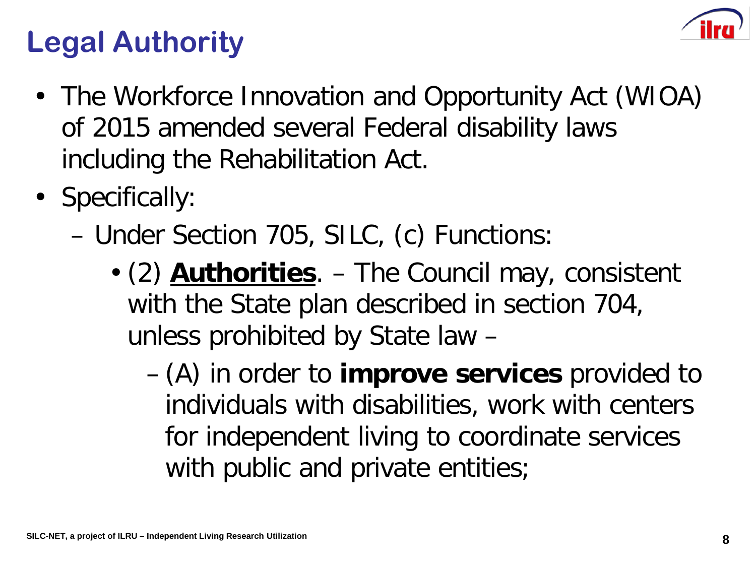# Legal Authority

- The Workforce Innovation and Opportunity Act (WIOA) of 2015 amended several Federal disability laws including the Rehabilitation Act.
- Specifically:
  - Under Section 705, SILC, (c) Functions:
    - (2) **Authorities**. – The Council may, consistent with the State plan described in section 704, unless prohibited by State law –
      - (A) in order to **improve services** provided to individuals with disabilities, work with centers for independent living to coordinate services with public and private entities;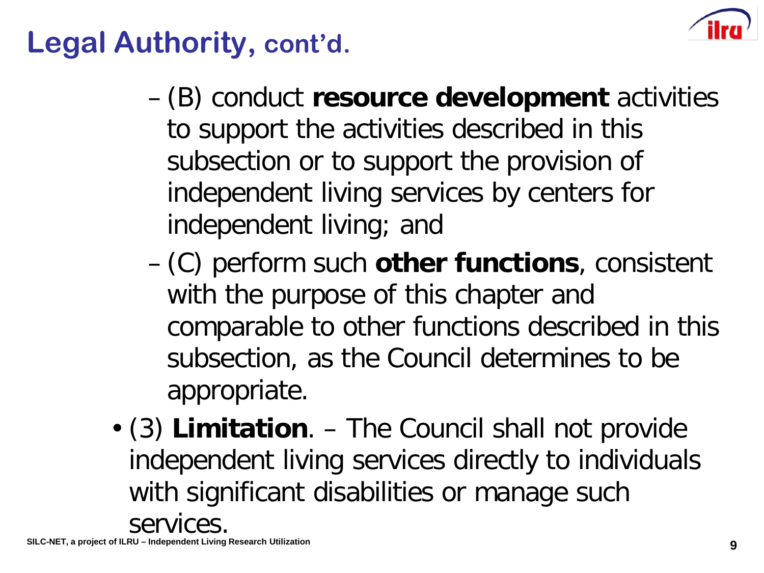# Legal Authority, cont'd.

- (B) conduct **resource development** activities to support the activities described in this subsection or to support the provision of independent living services by centers for independent living; and
- (C) perform such **other functions**, consistent with the purpose of this chapter and comparable to other functions described in this subsection, as the Council determines to be appropriate.

- (3) **Limitation**. – The Council shall not provide independent living services directly to individuals with significant disabilities or manage such services.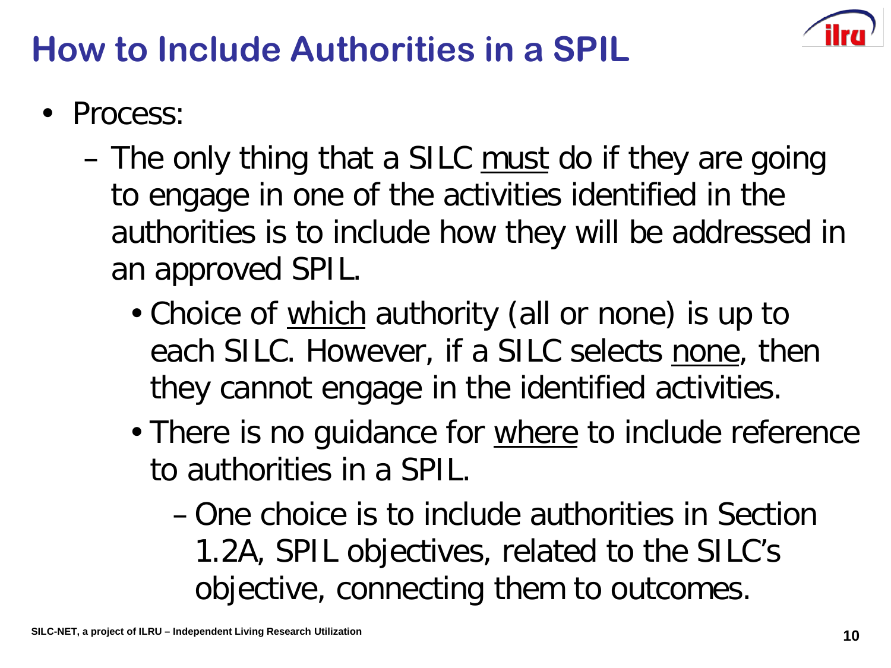# How to Include Authorities in a SPIL

- Process:
  - The only thing that a SILC must do if they are going to engage in one of the activities identified in the authorities is to include how they will be addressed in an approved SPIL.
    - Choice of which authority (all or none) is up to each SILC. However, if a SILC selects none, then they cannot engage in the identified activities.
    - There is no guidance for where to include reference to authorities in a SPIL.
      - One choice is to include authorities in Section 1.2A, SPIL objectives, related to the SILC's objective, connecting them to outcomes.

SILC-NET, a project of ILRU – Independent Living Research Utilization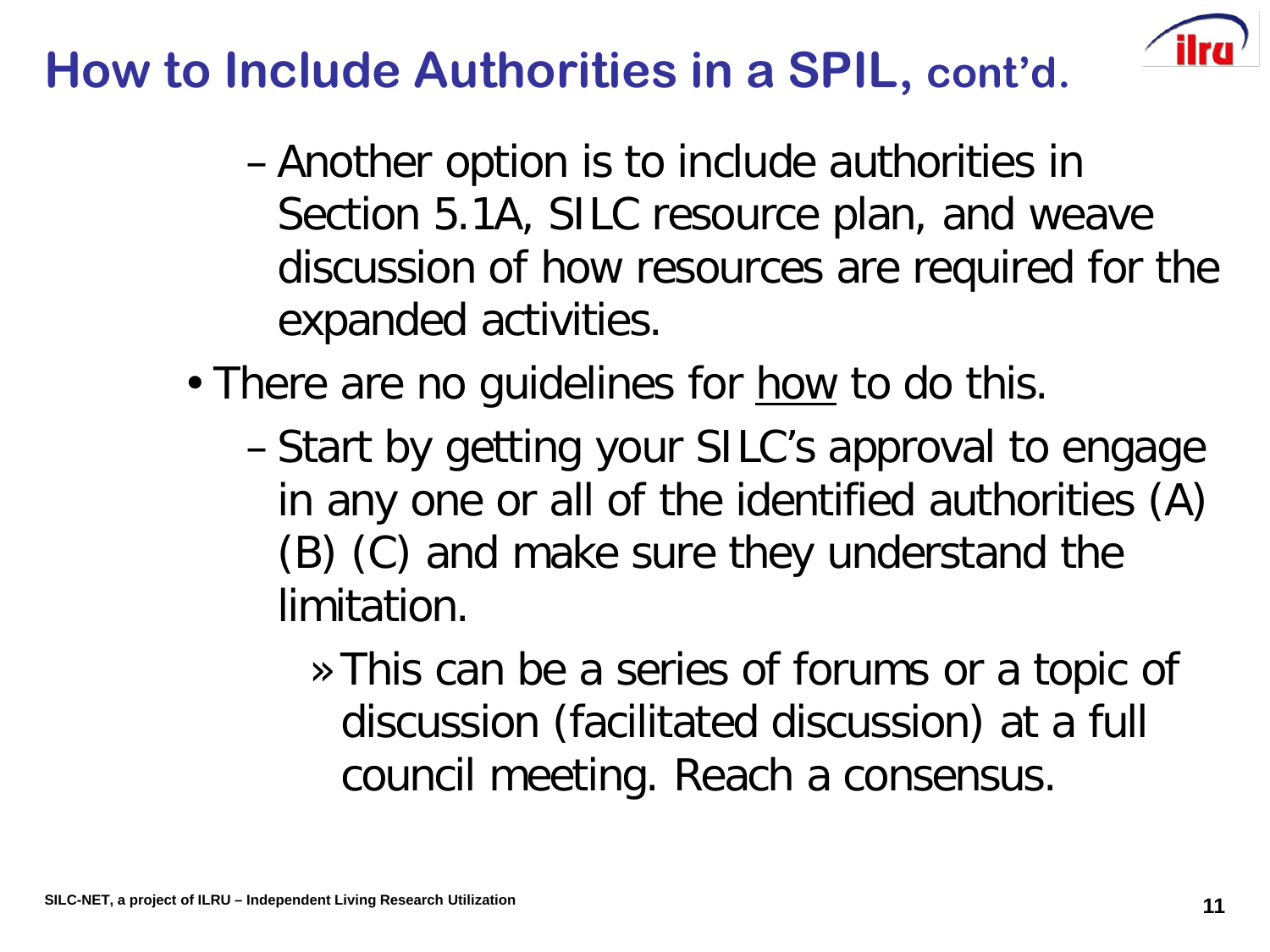# How to Include Authorities in a SPIL, cont'd.

- Another option is to include authorities in Section 5.1A, SILC resource plan, and weave discussion of how resources are required for the expanded activities.
- There are no guidelines for <u>how</u> to do this.
  - Start by getting your SILC's approval to engage in any one or all of the identified authorities (A) (B) (C) and make sure they understand the limitation.
    - This can be a series of forums or a topic of discussion (facilitated discussion) at a full council meeting. Reach a consensus.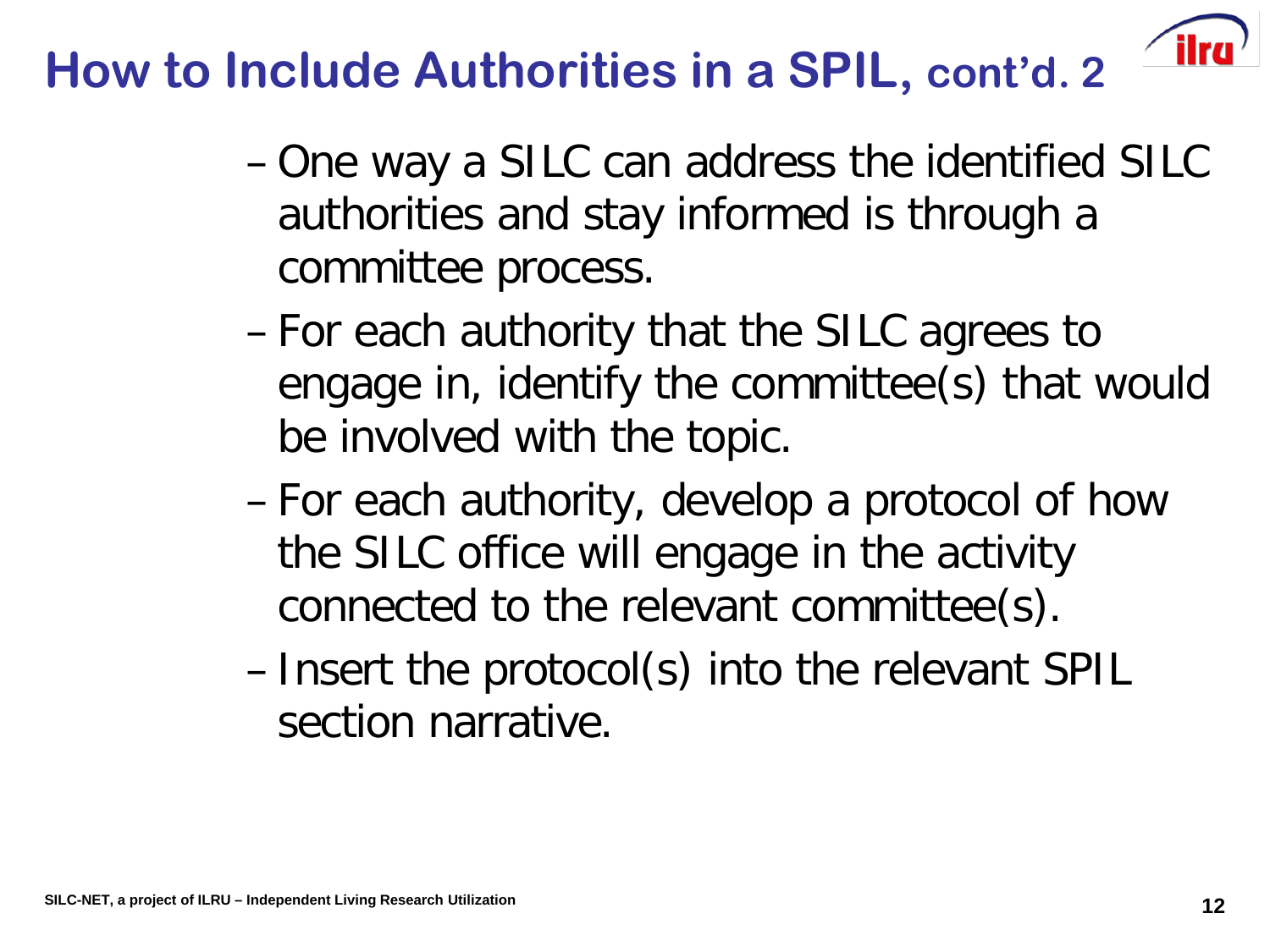# How to Include Authorities in a SPIL, cont'd. 2

- One way a SILC can address the identified SILC authorities and stay informed is through a committee process.
- For each authority that the SILC agrees to engage in, identify the committee(s) that would be involved with the topic.
- For each authority, develop a protocol of how the SILC office will engage in the activity connected to the relevant committee(s).
- Insert the protocol(s) into the relevant SPIL section narrative.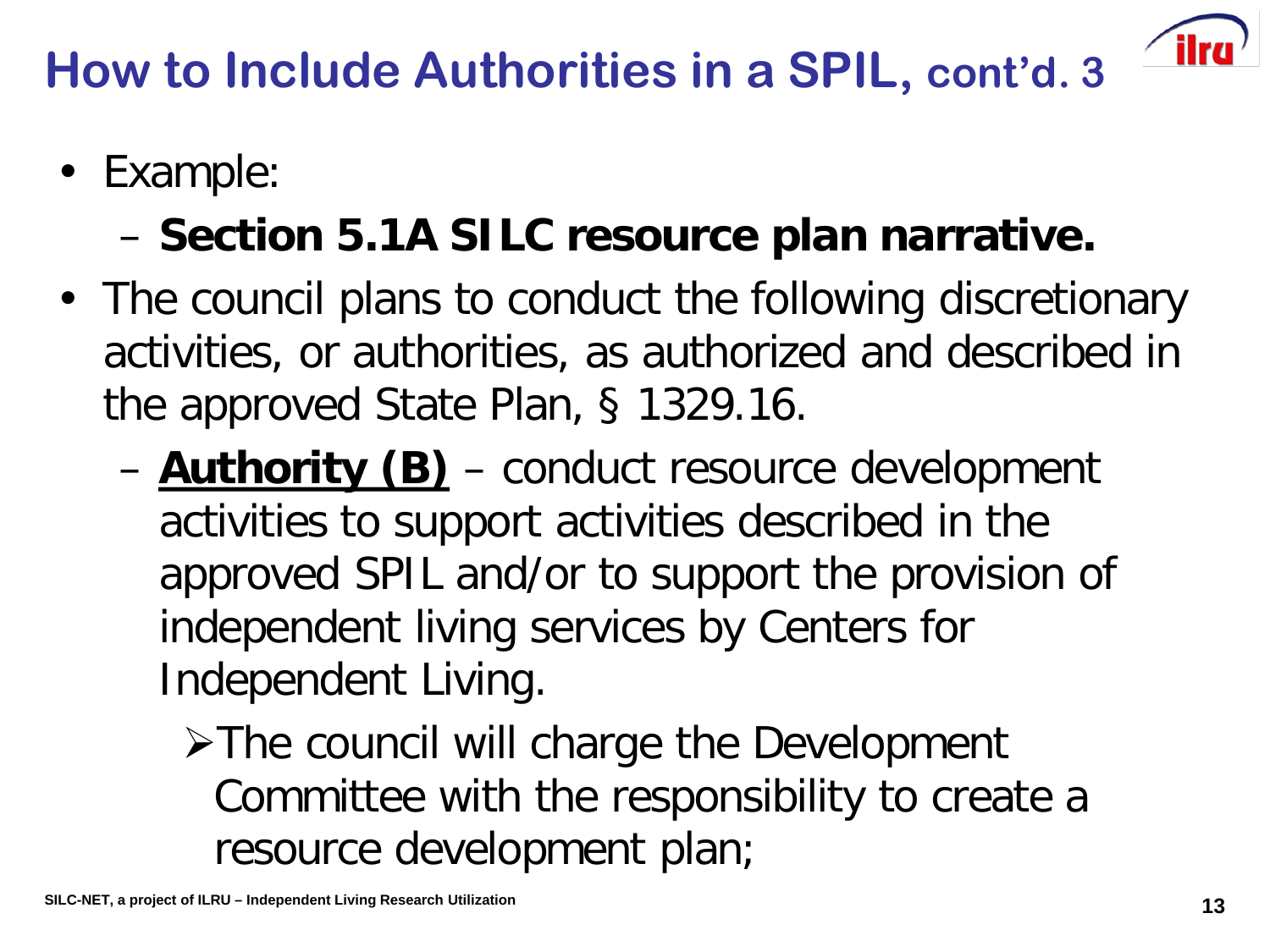# How to Include Authorities in a SPIL, cont'd. 3

- Example:
  - **Section 5.1A SILC resource plan narrative.**
- The council plans to conduct the following discretionary activities, or authorities, as authorized and described in the approved State Plan, § 1329.16.
  - **<u>Authority (B)</u>** – conduct resource development activities to support activities described in the approved SPIL and/or to support the provision of independent living services by Centers for Independent Living.
    - The council will charge the Development Committee with the responsibility to create a resource development plan;

SILC-NET, a project of ILRU – Independent Living Research Utilization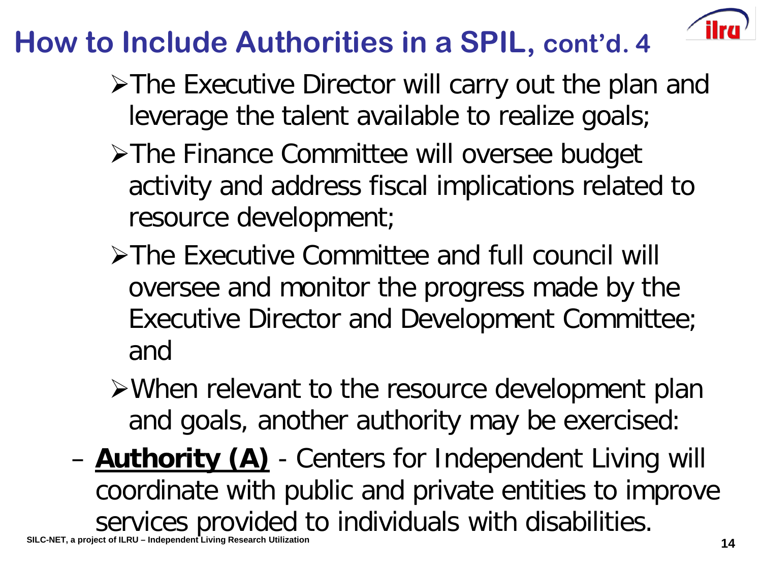# How to Include Authorities in a SPIL, cont'd. 4

- The Executive Director will carry out the plan and leverage the talent available to realize goals;
- The Finance Committee will oversee budget activity and address fiscal implications related to resource development;
- The Executive Committee and full council will oversee and monitor the progress made by the Executive Director and Development Committee; and
- When relevant to the resource development plan and goals, another authority may be exercised:

– **Authority (A)** - Centers for Independent Living will coordinate with public and private entities to improve services provided to individuals with disabilities.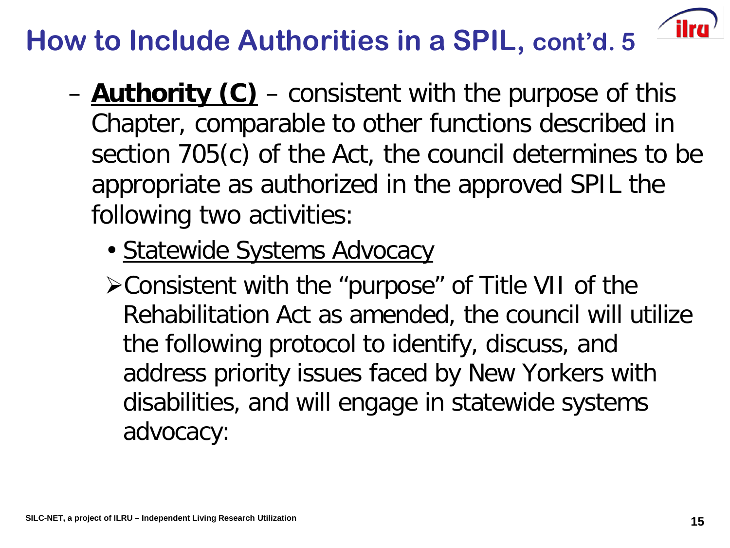# How to Include Authorities in a SPIL, cont'd. 5

- **Authority (C)** – consistent with the purpose of this Chapter, comparable to other functions described in section 705(c) of the Act, the council determines to be appropriate as authorized in the approved SPIL the following two activities:
  - Statewide Systems Advocacy
  - Consistent with the "purpose" of Title VII of the Rehabilitation Act as amended, the council will utilize the following protocol to identify, discuss, and address priority issues faced by New Yorkers with disabilities, and will engage in statewide systems advocacy: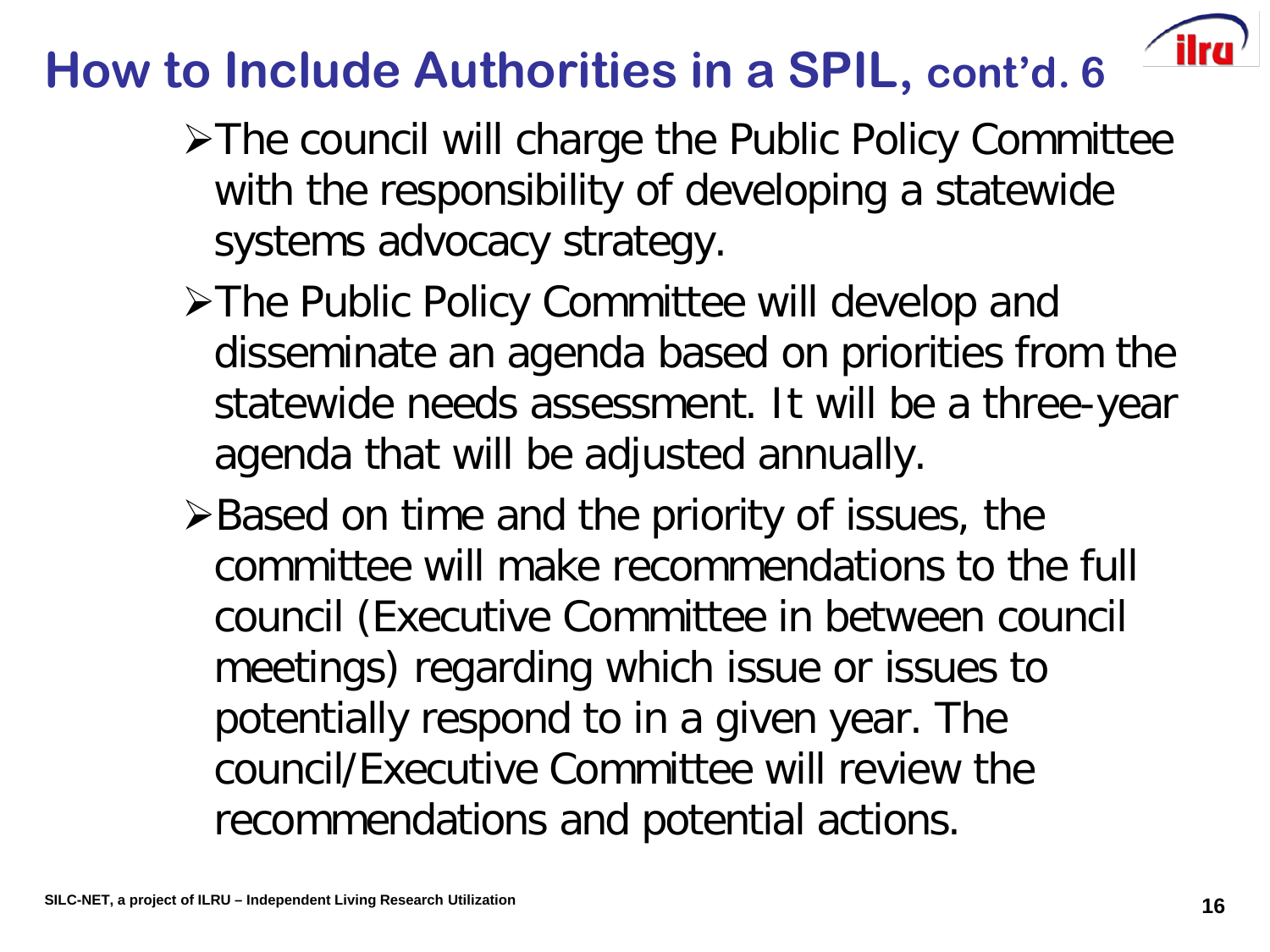# How to Include Authorities in a SPIL, cont'd. 6

- The council will charge the Public Policy Committee with the responsibility of developing a statewide systems advocacy strategy.
- The Public Policy Committee will develop and disseminate an agenda based on priorities from the statewide needs assessment. It will be a three-year agenda that will be adjusted annually.
- Based on time and the priority of issues, the committee will make recommendations to the full council (Executive Committee in between council meetings) regarding which issue or issues to potentially respond to in a given year. The council/Executive Committee will review the recommendations and potential actions.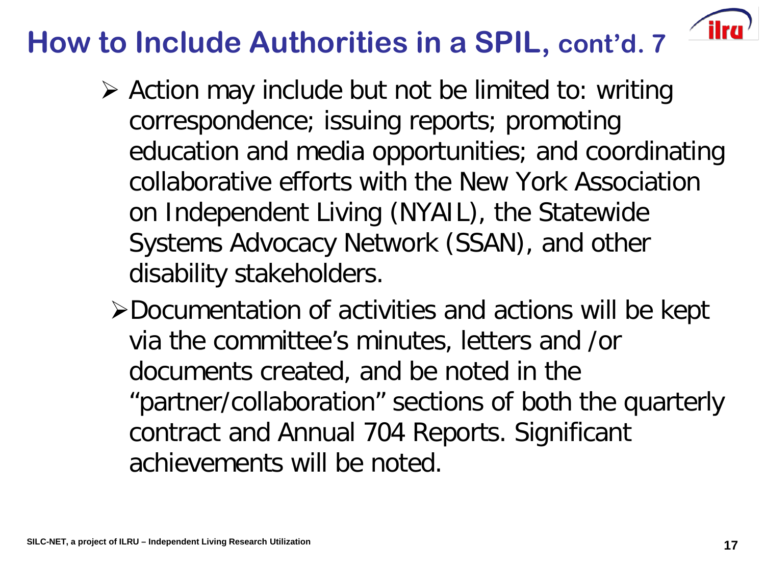# How to Include Authorities in a SPIL, cont'd. 7

- Action may include but not be limited to: writing correspondence; issuing reports; promoting education and media opportunities; and coordinating collaborative efforts with the New York Association on Independent Living (NYAIL), the Statewide Systems Advocacy Network (SSAN), and other disability stakeholders.
- Documentation of activities and actions will be kept via the committee's minutes, letters and /or documents created, and be noted in the "partner/collaboration" sections of both the quarterly contract and Annual 704 Reports. Significant achievements will be noted.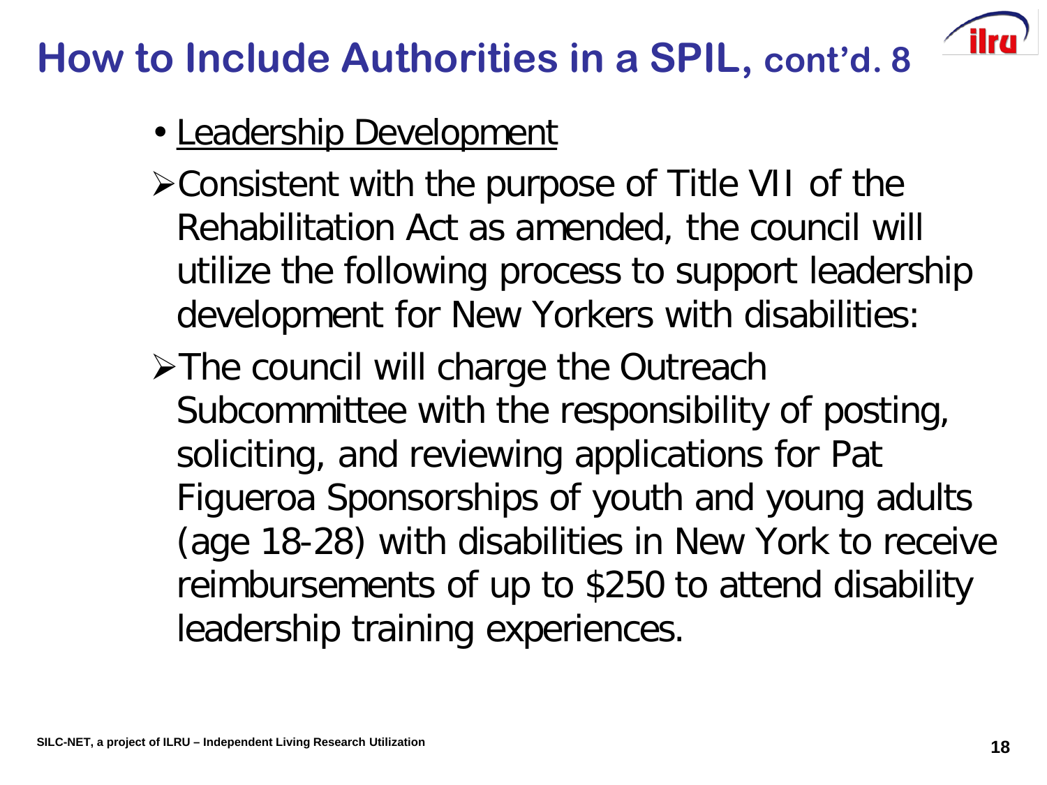# How to Include Authorities in a SPIL, cont'd. 8

- Leadership Development
  - Consistent with the purpose of Title VII of the Rehabilitation Act as amended, the council will utilize the following process to support leadership development for New Yorkers with disabilities:
  - The council will charge the Outreach Subcommittee with the responsibility of posting, soliciting, and reviewing applications for Pat Figueroa Sponsorships of youth and young adults (age 18-28) with disabilities in New York to receive reimbursements of up to $250 to attend disability leadership training experiences.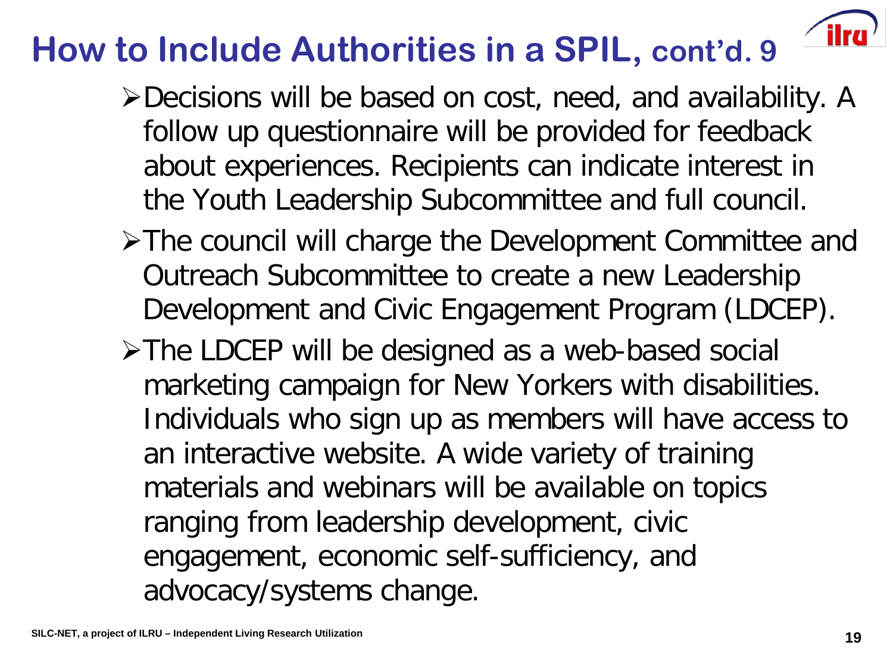# How to Include Authorities in a SPIL, cont'd. 9

- Decisions will be based on cost, need, and availability. A follow up questionnaire will be provided for feedback about experiences. Recipients can indicate interest in the Youth Leadership Subcommittee and full council.
- The council will charge the Development Committee and Outreach Subcommittee to create a new Leadership Development and Civic Engagement Program (LDCEP).
- The LDCEP will be designed as a web-based social marketing campaign for New Yorkers with disabilities. Individuals who sign up as members will have access to an interactive website. A wide variety of training materials and webinars will be available on topics ranging from leadership development, civic engagement, economic self-sufficiency, and advocacy/systems change.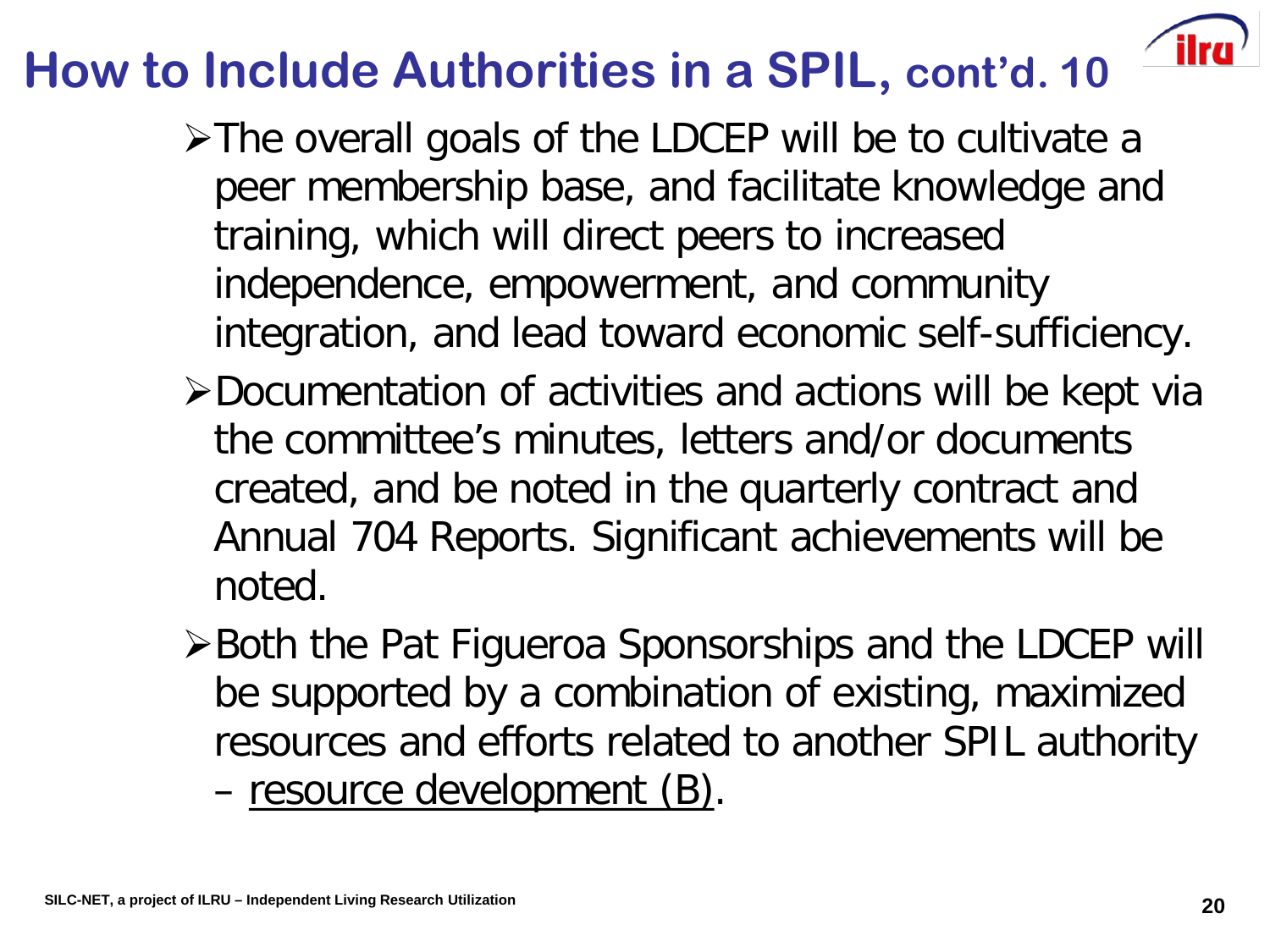# How to Include Authorities in a SPIL, cont'd. 10

- The overall goals of the LDCEP will be to cultivate a peer membership base, and facilitate knowledge and training, which will direct peers to increased independence, empowerment, and community integration, and lead toward economic self-sufficiency.
- Documentation of activities and actions will be kept via the committee's minutes, letters and/or documents created, and be noted in the quarterly contract and Annual 704 Reports. Significant achievements will be noted.
- Both the Pat Figueroa Sponsorships and the LDCEP will be supported by a combination of existing, maximized resources and efforts related to another SPIL authority – resource development (B).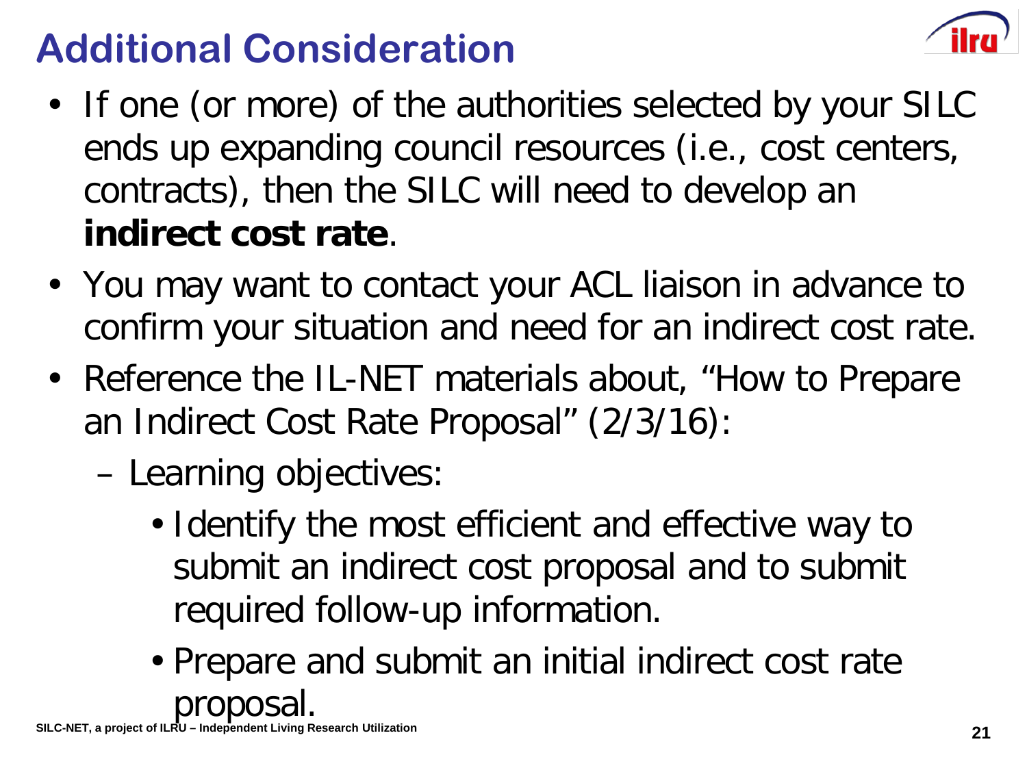# Additional Consideration

- If one (or more) of the authorities selected by your SILC ends up expanding council resources (i.e., cost centers, contracts), then the SILC will need to develop an **indirect cost rate**.
- You may want to contact your ACL liaison in advance to confirm your situation and need for an indirect cost rate.
- Reference the IL-NET materials about, “How to Prepare an Indirect Cost Rate Proposal” (2/3/16):
  - Learning objectives:
    - Identify the most efficient and effective way to submit an indirect cost proposal and to submit required follow-up information.
    - Prepare and submit an initial indirect cost rate proposal.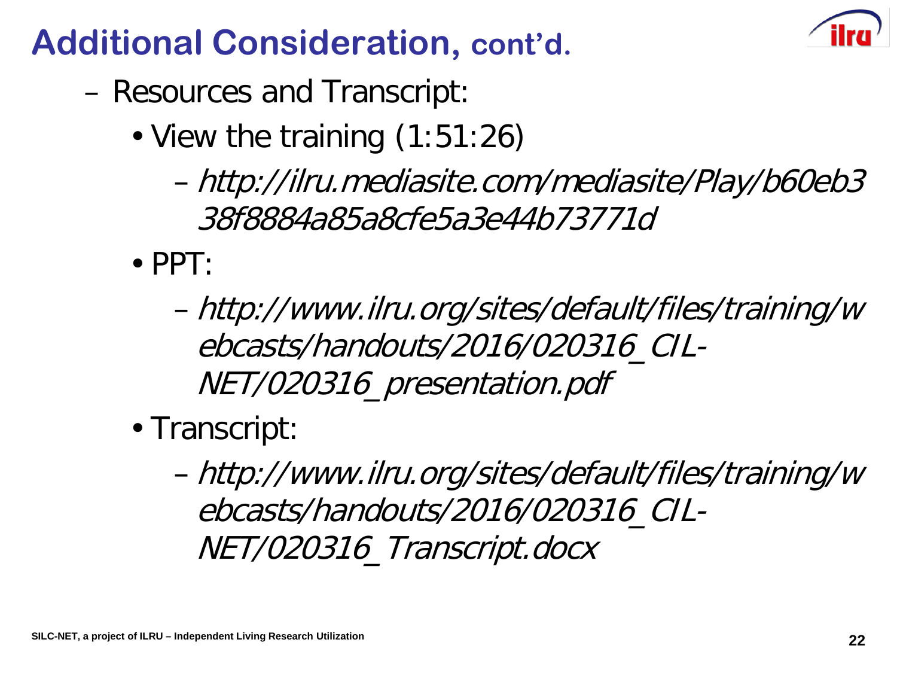# Additional Consideration, cont'd.

- Resources and Transcript:
  - View the training (1:51:26)
    - *http://ilru.mediasite.com/mediasite/Play/b60eb338f8884a85a8cfe5a3e44b73771d*
  - PPT:
    - *http://www.ilru.org/sites/default/files/training/webcasts/handouts/2016/020316_CIL-NET/020316_presentation.pdf*
  - Transcript:
    - *http://www.ilru.org/sites/default/files/training/webcasts/handouts/2016/020316_CIL-NET/020316_Transcript.docx*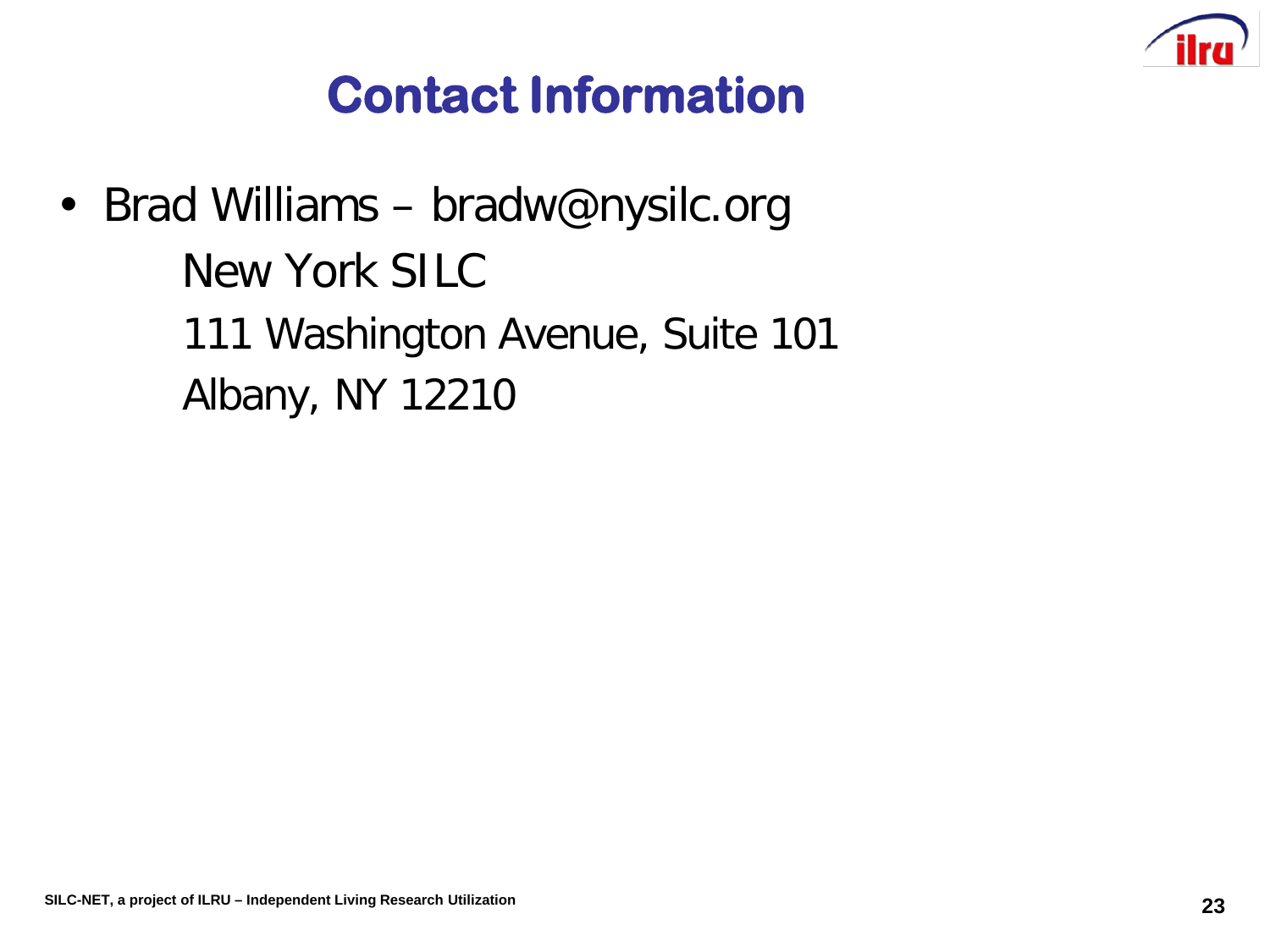# Contact Information

- Brad Williams – bradw@nysilc.org

  New York SILC

  111 Washington Avenue, Suite 101

  Albany, NY 12210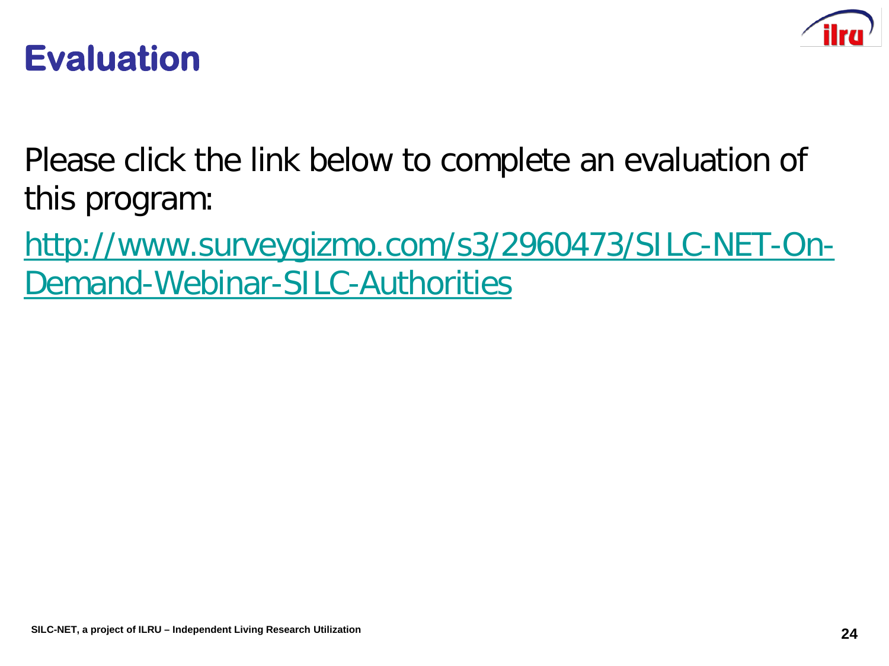# Evaluation

Please click the link below to complete an evaluation of this program:

[http://www.surveygizmo.com/s3/2960473/SILC-NET-On-Demand-Webinar-SILC-Authorities](http://www.surveygizmo.com/s3/2960473/SILC-NET-On-Demand-Webinar-SILC-Authorities)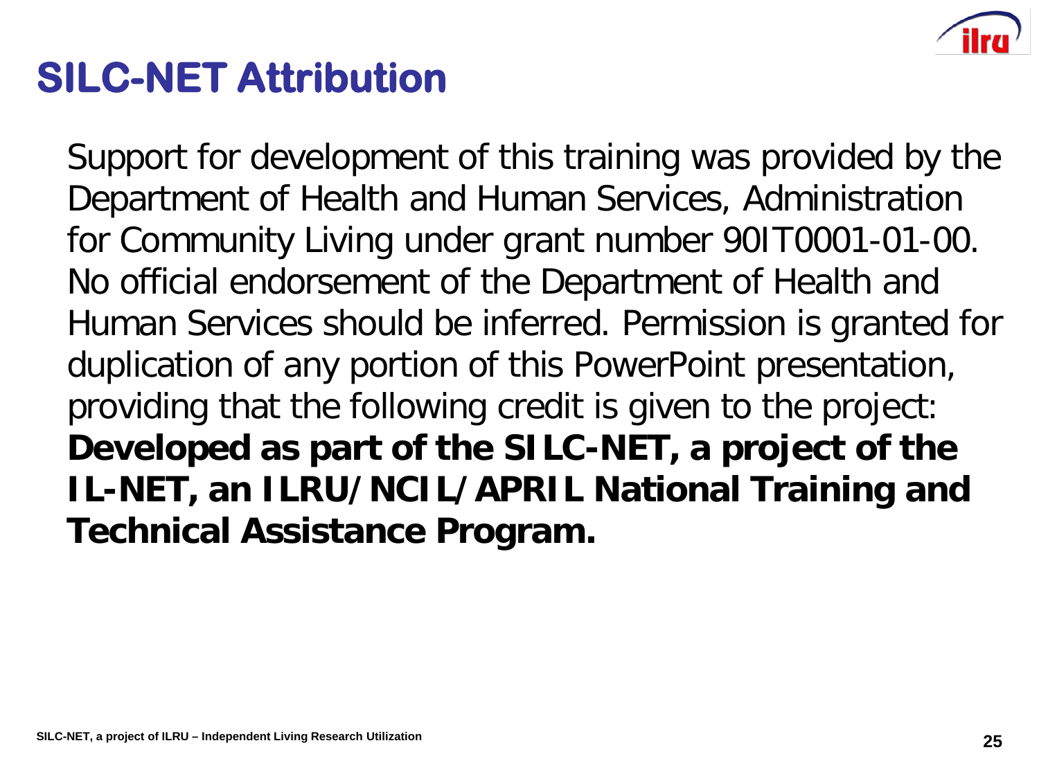# SILC-NET Attribution

Support for development of this training was provided by the Department of Health and Human Services, Administration for Community Living under grant number 90IT0001-01-00. No official endorsement of the Department of Health and Human Services should be inferred. Permission is granted for duplication of any portion of this PowerPoint presentation, providing that the following credit is given to the project: **Developed as part of the SILC-NET, a project of the IL-NET, an ILRU/NCIL/APRIL National Training and Technical Assistance Program.**